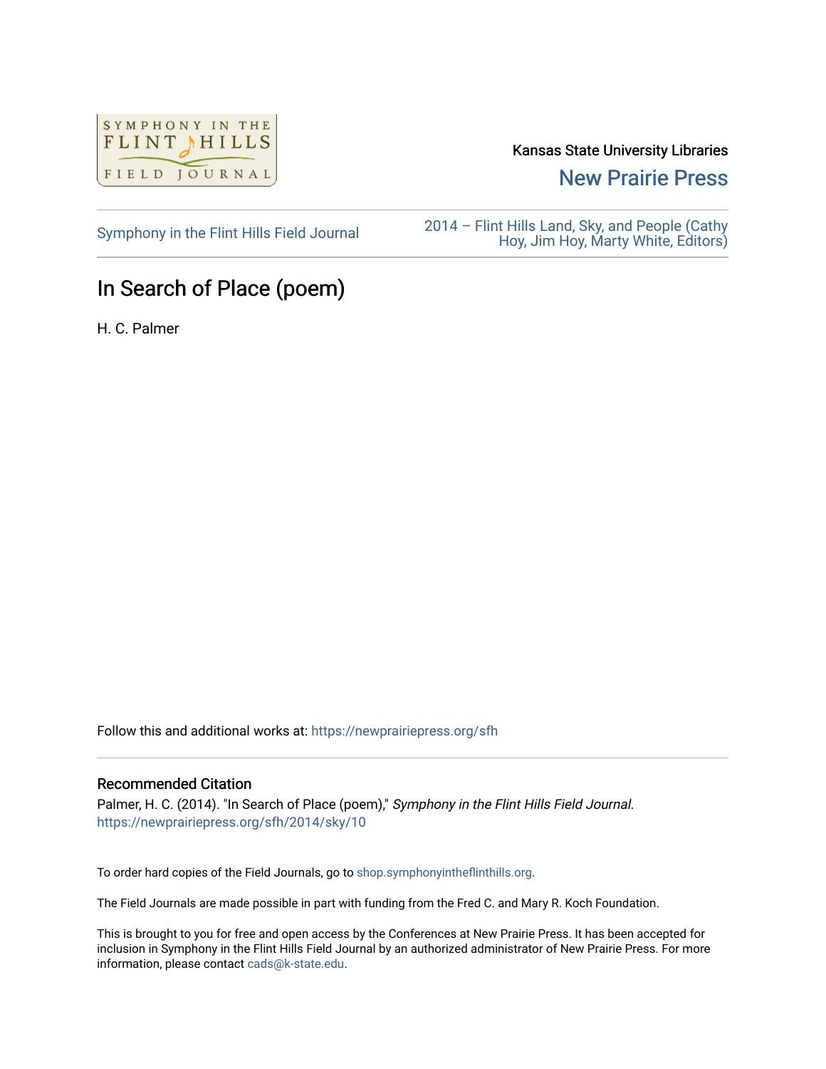Kansas State University Libraries

New Prairie Press

Symphony in the Flint Hills Field Journal

2014 – Flint Hills Land, Sky, and People (Cathy Hoy, Jim Hoy, Marty White, Editors)

# In Search of Place (poem)

H. C. Palmer

Follow this and additional works at: https://newprairiepress.org/sfh

## Recommended Citation

Palmer, H. C. (2014). "In Search of Place (poem)," *Symphony in the Flint Hills Field Journal*. https://newprairiepress.org/sfh/2014/sky/10

To order hard copies of the Field Journals, go to shop.symphonyintheflinthills.org.

The Field Journals are made possible in part with funding from the Fred C. and Mary R. Koch Foundation.

This is brought to you for free and open access by the Conferences at New Prairie Press. It has been accepted for inclusion in Symphony in the Flint Hills Field Journal by an authorized administrator of New Prairie Press. For more information, please contact cads@k-state.edu.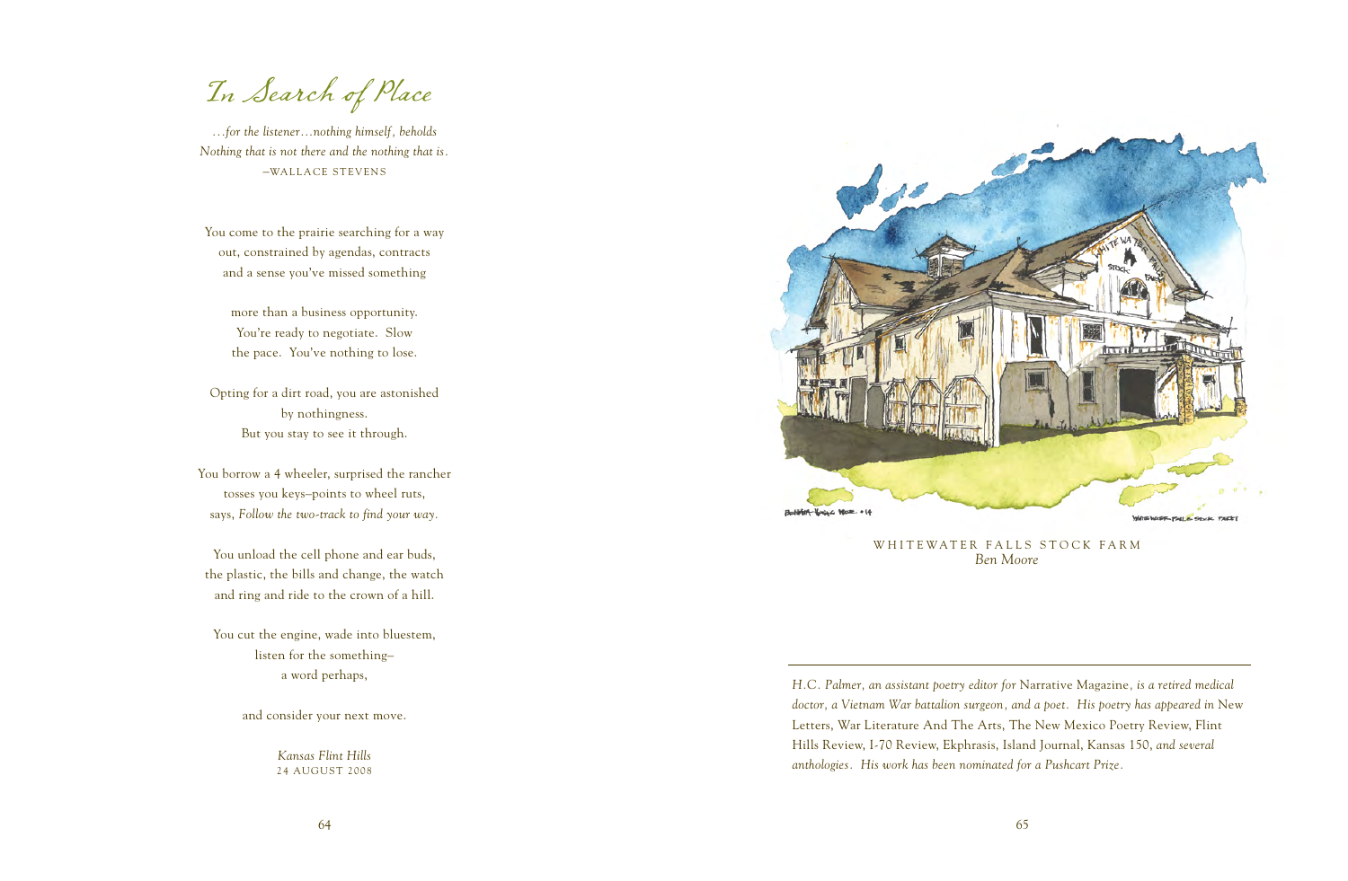# *In Search of Place*

*...for the listener...nothing himself, beholds*
*Nothing that is not there and the nothing that is.*
—WALLACE STEVENS

You come to the prairie searching for a way
out, constrained by agendas, contracts
and a sense you've missed something

more than a business opportunity.
You're ready to negotiate. Slow
the pace. You've nothing to lose.

Opting for a dirt road, you are astonished
by nothingness.
But you stay to see it through.

You borrow a 4 wheeler, surprised the rancher
tosses you keys–points to wheel ruts,
says, *Follow the two-track to find your way.*

You unload the cell phone and ear buds,
the plastic, the bills and change, the watch
and ring and ride to the crown of a hill.

You cut the engine, wade into bluestem,
listen for the something–
a word perhaps,

and consider your next move.

*Kansas Flint Hills*
24 AUGUST 2008

WHITEWATER FALLS STOCK FARM
*Ben Moore*

*H.C. Palmer, an assistant poetry editor for* Narrative Magazine*, is a retired medical doctor, a Vietnam War battalion surgeon, and a poet. His poetry has appeared in* New Letters, War Literature And The Arts, The New Mexico Poetry Review, Flint Hills Review, I-70 Review, Ekphrasis, Island Journal, Kansas 150, *and several anthologies. His work has been nominated for a Pushcart Prize.*